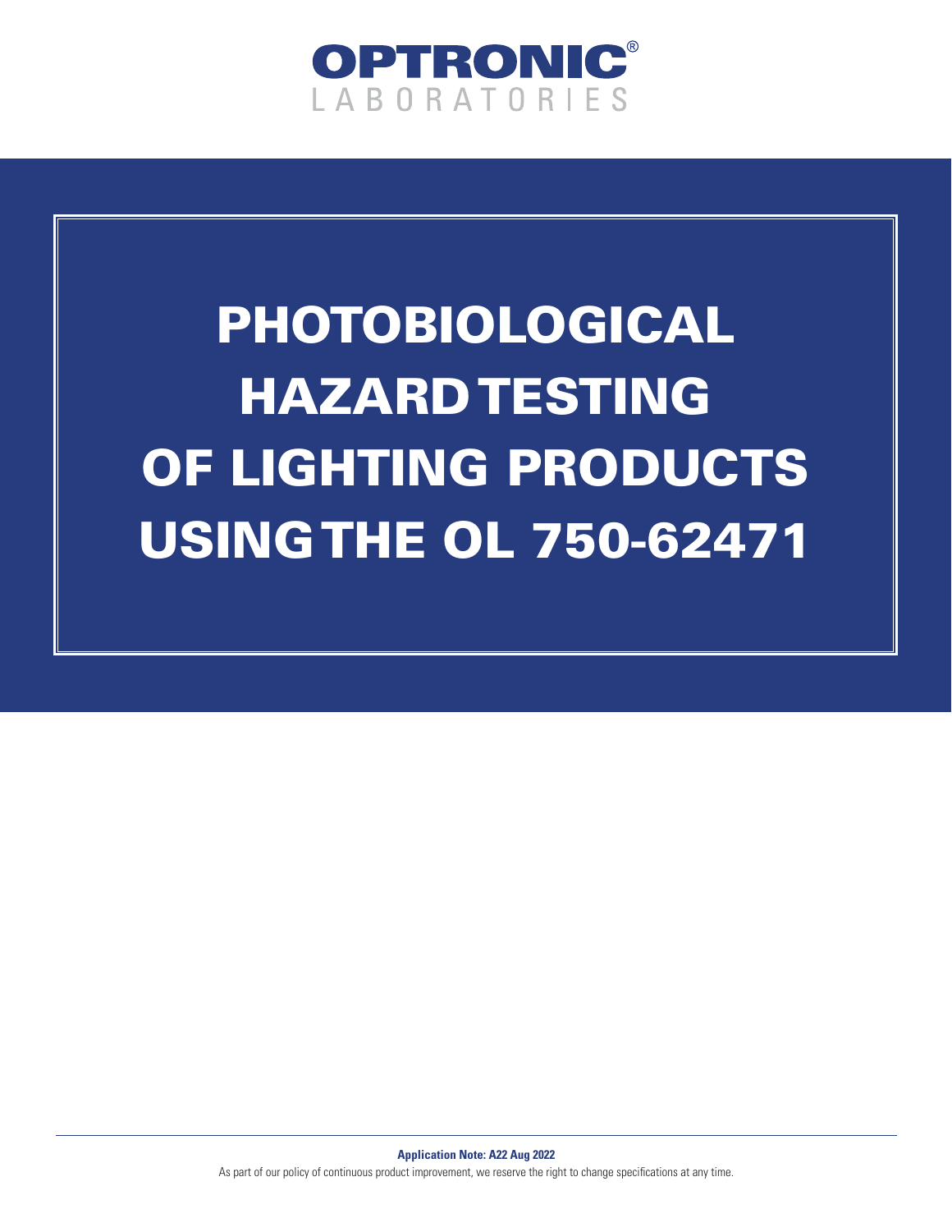**OPTRONIC®**
LABORATORIES

# PHOTOBIOLOGICAL HAZARD TESTING OF LIGHTING PRODUCTS USING THE OL 750-62471

**Application Note: A22 Aug 2022**

As part of our policy of continuous product improvement, we reserve the right to change specifications at any time.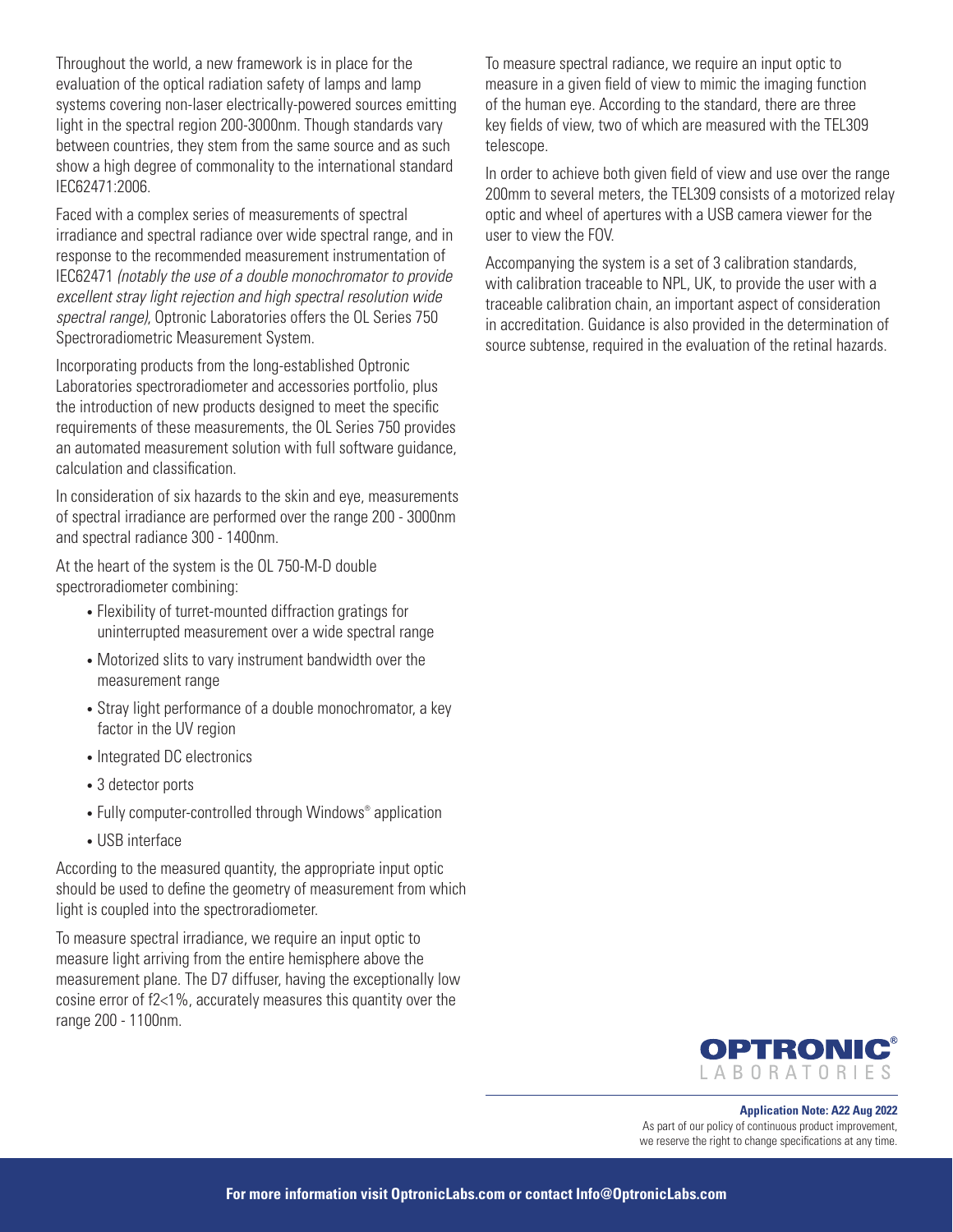Throughout the world, a new framework is in place for the evaluation of the optical radiation safety of lamps and lamp systems covering non-laser electrically-powered sources emitting light in the spectral region 200-3000nm. Though standards vary between countries, they stem from the same source and as such show a high degree of commonality to the international standard IEC62471:2006.

Faced with a complex series of measurements of spectral irradiance and spectral radiance over wide spectral range, and in response to the recommended measurement instrumentation of IEC62471 *(notably the use of a double monochromator to provide excellent stray light rejection and high spectral resolution wide spectral range)*, Optronic Laboratories offers the OL Series 750 Spectroradiometric Measurement System.

Incorporating products from the long-established Optronic Laboratories spectroradiometer and accessories portfolio, plus the introduction of new products designed to meet the specific requirements of these measurements, the OL Series 750 provides an automated measurement solution with full software guidance, calculation and classification.

In consideration of six hazards to the skin and eye, measurements of spectral irradiance are performed over the range 200 - 3000nm and spectral radiance 300 - 1400nm.

At the heart of the system is the OL 750-M-D double spectroradiometer combining:

- Flexibility of turret-mounted diffraction gratings for uninterrupted measurement over a wide spectral range
- Motorized slits to vary instrument bandwidth over the measurement range
- Stray light performance of a double monochromator, a key factor in the UV region
- Integrated DC electronics
- 3 detector ports
- Fully computer-controlled through Windows® application
- USB interface

According to the measured quantity, the appropriate input optic should be used to define the geometry of measurement from which light is coupled into the spectroradiometer.

To measure spectral irradiance, we require an input optic to measure light arriving from the entire hemisphere above the measurement plane. The D7 diffuser, having the exceptionally low cosine error of f2<1%, accurately measures this quantity over the range 200 - 1100nm.

To measure spectral radiance, we require an input optic to measure in a given field of view to mimic the imaging function of the human eye. According to the standard, there are three key fields of view, two of which are measured with the TEL309 telescope.

In order to achieve both given field of view and use over the range 200mm to several meters, the TEL309 consists of a motorized relay optic and wheel of apertures with a USB camera viewer for the user to view the FOV.

Accompanying the system is a set of 3 calibration standards, with calibration traceable to NPL, UK, to provide the user with a traceable calibration chain, an important aspect of consideration in accreditation. Guidance is also provided in the determination of source subtense, required in the evaluation of the retinal hazards.

OPTRONIC® LABORATORIES

**Application Note: A22 Aug 2022**
As part of our policy of continuous product improvement, we reserve the right to change specifications at any time.

**For more information visit OptronicLabs.com or contact Info@OptronicLabs.com**